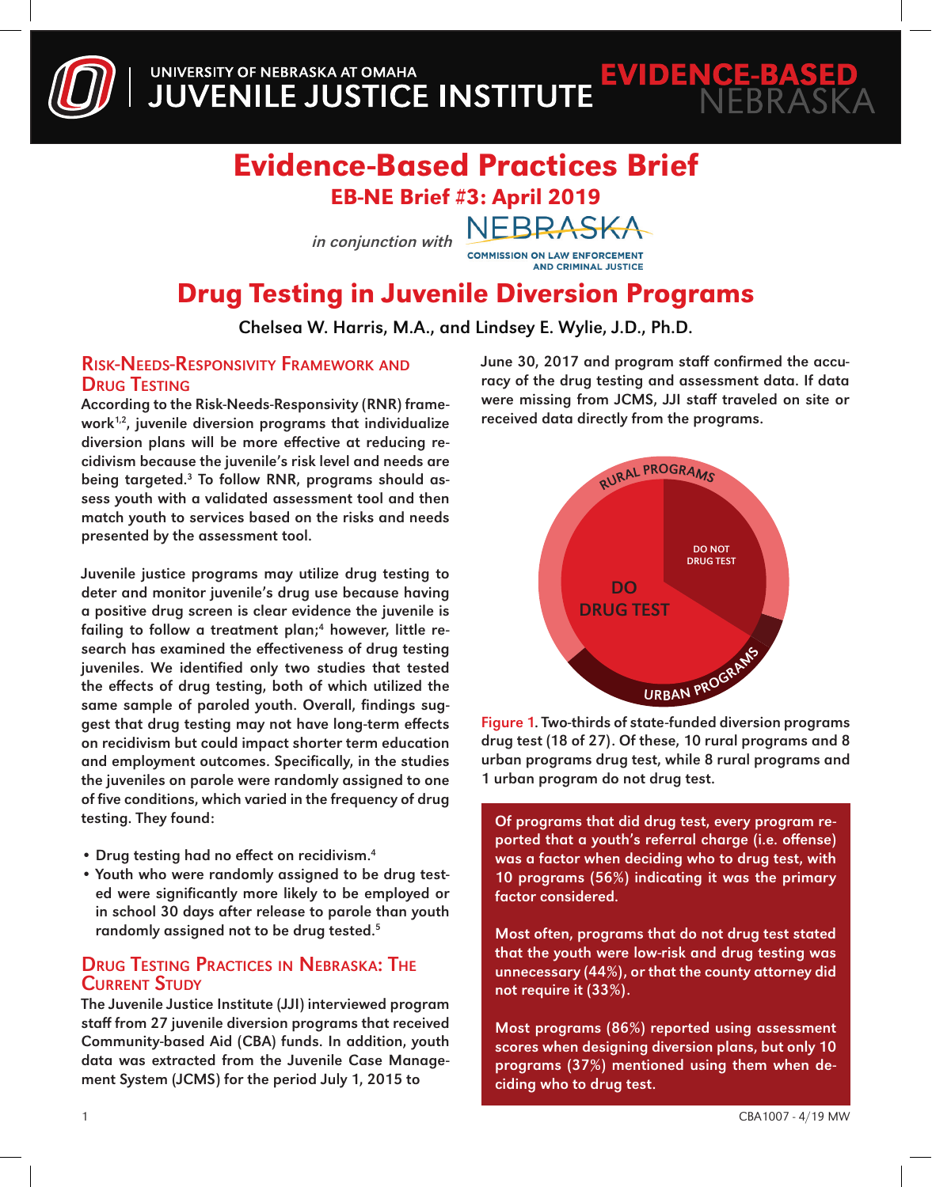UNIVERSITY OF NEBRASKA AT OMAHA
JUVENILE JUSTICE INSTITUTE

EVIDENCE-BASED NEBRASKA

# Evidence-Based Practices Brief

## EB-NE Brief #3: April 2019

*in conjunction with* NEBRASKA COMMISSION ON LAW ENFORCEMENT AND CRIMINAL JUSTICE

# Drug Testing in Juvenile Diversion Programs

**Chelsea W. Harris, M.A., and Lindsey E. Wylie, J.D., Ph.D.**

## Risk-Needs-Responsivity Framework and Drug Testing

According to the Risk-Needs-Responsivity (RNR) framework[1,2], juvenile diversion programs that individualize diversion plans will be more effective at reducing recidivism because the juvenile's risk level and needs are being targeted.[3] To follow RNR, programs should assess youth with a validated assessment tool and then match youth to services based on the risks and needs presented by the assessment tool.

Juvenile justice programs may utilize drug testing to deter and monitor juvenile's drug use because having a positive drug screen is clear evidence the juvenile is failing to follow a treatment plan;[4] however, little research has examined the effectiveness of drug testing juveniles. We identified only two studies that tested the effects of drug testing, both of which utilized the same sample of paroled youth. Overall, findings suggest that drug testing may not have long-term effects on recidivism but could impact shorter term education and employment outcomes. Specifically, in the studies the juveniles on parole were randomly assigned to one of five conditions, which varied in the frequency of drug testing. They found:

- Drug testing had no effect on recidivism.[4]
- Youth who were randomly assigned to be drug tested were significantly more likely to be employed or in school 30 days after release to parole than youth randomly assigned not to be drug tested.[5]

## Drug Testing Practices in Nebraska: The Current Study

The Juvenile Justice Institute (JJI) interviewed program staff from 27 juvenile diversion programs that received Community-based Aid (CBA) funds. In addition, youth data was extracted from the Juvenile Case Management System (JCMS) for the period July 1, 2015 to June 30, 2017 and program staff confirmed the accuracy of the drug testing and assessment data. If data were missing from JCMS, JJI staff traveled on site or received data directly from the programs.

RURAL PROGRAMS — DO NOT DRUG TEST — DO DRUG TEST — URBAN PROGRAMS

**Figure 1.** Two-thirds of state-funded diversion programs drug test (18 of 27). Of these, 10 rural programs and 8 urban programs drug test, while 8 rural programs and 1 urban program do not drug test.

Of programs that did drug test, every program reported that a youth's referral charge (i.e. offense) was a factor when deciding who to drug test, with 10 programs (56%) indicating it was the primary factor considered.

Most often, programs that do not drug test stated that the youth were low-risk and drug testing was unnecessary (44%), or that the county attorney did not require it (33%).

Most programs (86%) reported using assessment scores when designing diversion plans, but only 10 programs (37%) mentioned using them when deciding who to drug test.

CBA1007 - 4/19 MW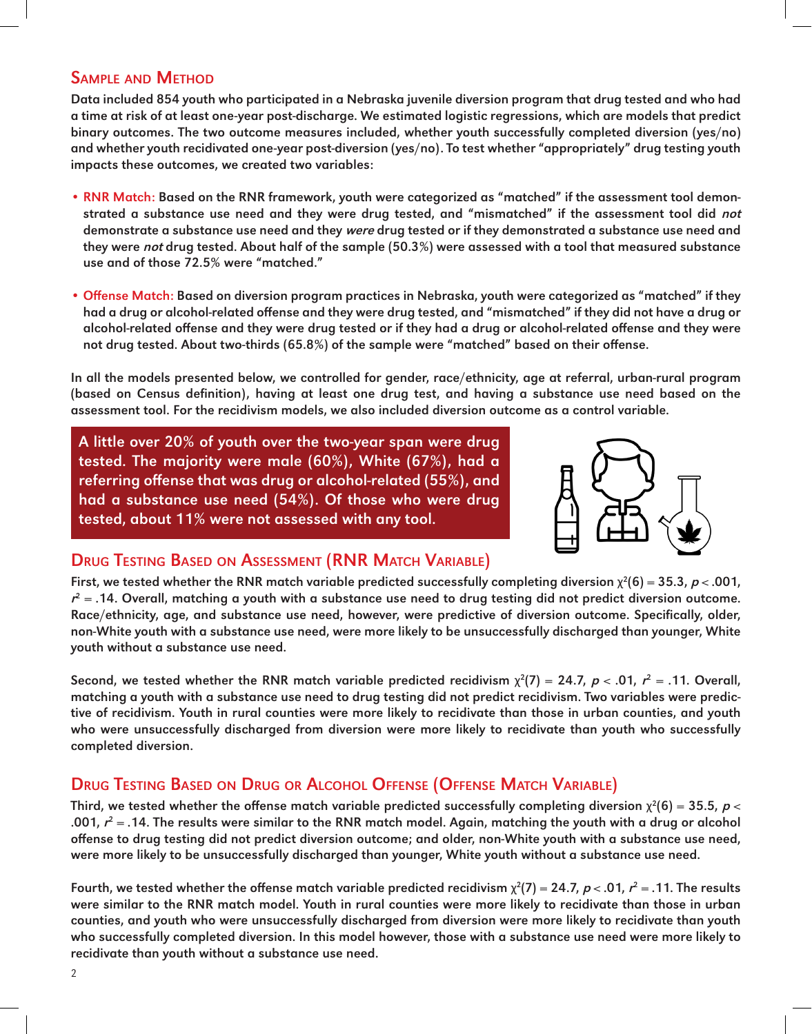## Sample and Method

Data included 854 youth who participated in a Nebraska juvenile diversion program that drug tested and who had a time at risk of at least one-year post-discharge. We estimated logistic regressions, which are models that predict binary outcomes. The two outcome measures included, whether youth successfully completed diversion (yes/no) and whether youth recidivated one-year post-diversion (yes/no). To test whether "appropriately" drug testing youth impacts these outcomes, we created two variables:

- **RNR Match:** Based on the RNR framework, youth were categorized as "matched" if the assessment tool demonstrated a substance use need and they were drug tested, and "mismatched" if the assessment tool did *not* demonstrate a substance use need and they *were* drug tested or if they demonstrated a substance use need and they were *not* drug tested. About half of the sample (50.3%) were assessed with a tool that measured substance use and of those 72.5% were "matched."

- **Offense Match:** Based on diversion program practices in Nebraska, youth were categorized as "matched" if they had a drug or alcohol-related offense and they were drug tested, and "mismatched" if they did not have a drug or alcohol-related offense and they were drug tested or if they had a drug or alcohol-related offense and they were not drug tested. About two-thirds (65.8%) of the sample were "matched" based on their offense.

In all the models presented below, we controlled for gender, race/ethnicity, age at referral, urban-rural program (based on Census definition), having at least one drug test, and having a substance use need based on the assessment tool. For the recidivism models, we also included diversion outcome as a control variable.

**A little over 20% of youth over the two-year span were drug tested. The majority were male (60%), White (67%), had a referring offense that was drug or alcohol-related (55%), and had a substance use need (54%). Of those who were drug tested, about 11% were not assessed with any tool.**

## Drug Testing Based on Assessment (RNR Match Variable)

First, we tested whether the RNR match variable predicted successfully completing diversion $\chi^2(6) = 35.3$, $p < .001$, $r^2 = .14$. Overall, matching a youth with a substance use need to drug testing did not predict diversion outcome. Race/ethnicity, age, and substance use need, however, were predictive of diversion outcome. Specifically, older, non-White youth with a substance use need, were more likely to be unsuccessfully discharged than younger, White youth without a substance use need.

Second, we tested whether the RNR match variable predicted recidivism $\chi^2(7) = 24.7$, $p < .01$, $r^2 = .11$. Overall, matching a youth with a substance use need to drug testing did not predict recidivism. Two variables were predictive of recidivism. Youth in rural counties were more likely to recidivate than those in urban counties, and youth who were unsuccessfully discharged from diversion were more likely to recidivate than youth who successfully completed diversion.

## Drug Testing Based on Drug or Alcohol Offense (Offense Match Variable)

Third, we tested whether the offense match variable predicted successfully completing diversion $\chi^2(6) = 35.5$, $p < .001$, $r^2 = .14$. The results were similar to the RNR match model. Again, matching the youth with a drug or alcohol offense to drug testing did not predict diversion outcome; and older, non-White youth with a substance use need, were more likely to be unsuccessfully discharged than younger, White youth without a substance use need.

Fourth, we tested whether the offense match variable predicted recidivism $\chi^2(7) = 24.7$, $p < .01$, $r^2 = .11$. The results were similar to the RNR match model. Youth in rural counties were more likely to recidivate than those in urban counties, and youth who were unsuccessfully discharged from diversion were more likely to recidivate than youth who successfully completed diversion. In this model however, those with a substance use need were more likely to recidivate than youth without a substance use need.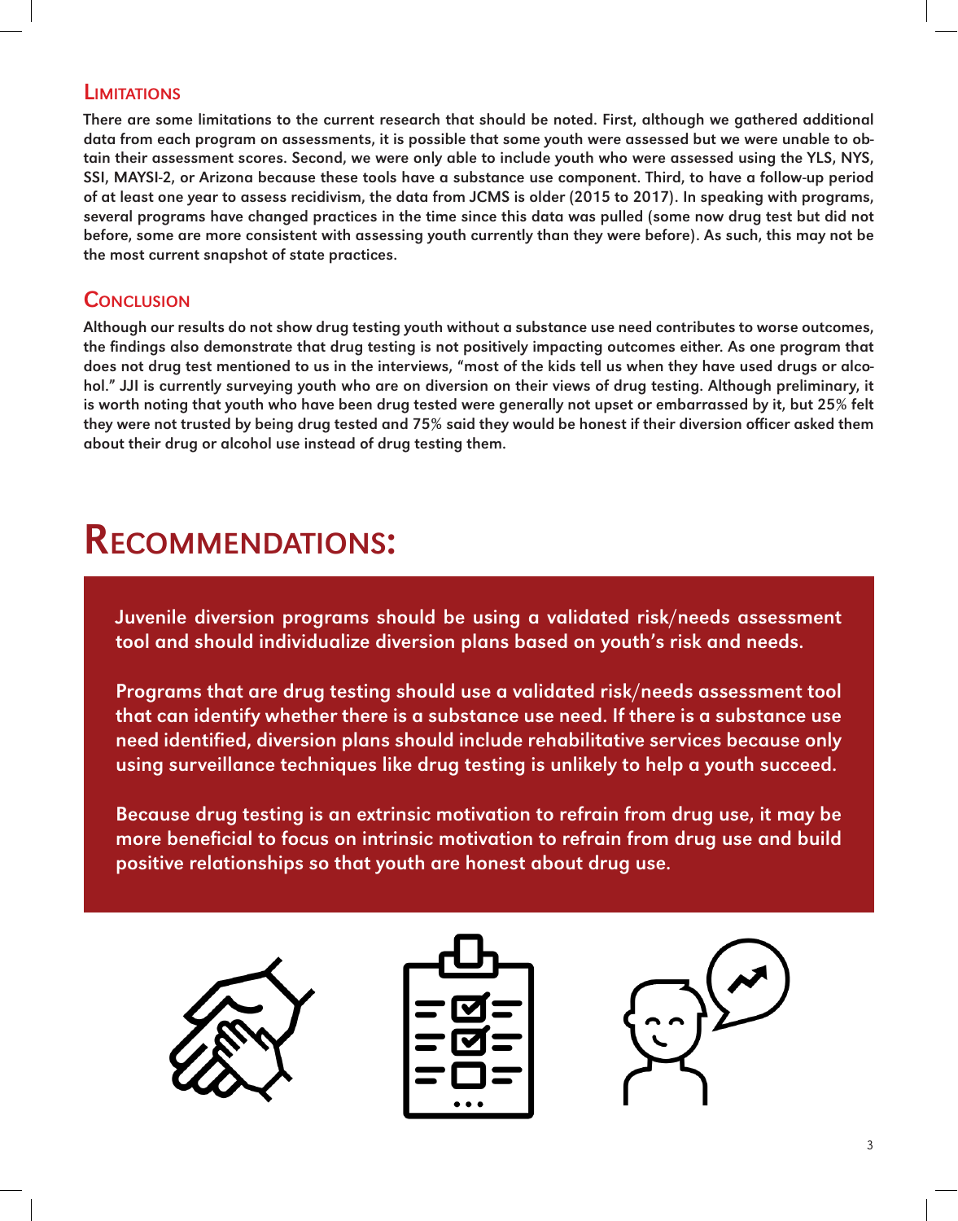## Limitations

**There are some limitations to the current research that should be noted. First, although we gathered additional data from each program on assessments, it is possible that some youth were assessed but we were unable to obtain their assessment scores. Second, we were only able to include youth who were assessed using the YLS, NYS, SSI, MAYSI-2, or Arizona because these tools have a substance use component. Third, to have a follow-up period of at least one year to assess recidivism, the data from JCMS is older (2015 to 2017). In speaking with programs, several programs have changed practices in the time since this data was pulled (some now drug test but did not before, some are more consistent with assessing youth currently than they were before). As such, this may not be the most current snapshot of state practices.**

## Conclusion

**Although our results do not show drug testing youth without a substance use need contributes to worse outcomes, the findings also demonstrate that drug testing is not positively impacting outcomes either. As one program that does not drug test mentioned to us in the interviews, "most of the kids tell us when they have used drugs or alcohol." JJI is currently surveying youth who are on diversion on their views of drug testing. Although preliminary, it is worth noting that youth who have been drug tested were generally not upset or embarrassed by it, but 25% felt they were not trusted by being drug tested and 75% said they would be honest if their diversion officer asked them about their drug or alcohol use instead of drug testing them.**

# Recommendations:

**Juvenile diversion programs should be using a validated risk/needs assessment tool and should individualize diversion plans based on youth's risk and needs.**

**Programs that are drug testing should use a validated risk/needs assessment tool that can identify whether there is a substance use need. If there is a substance use need identified, diversion plans should include rehabilitative services because only using surveillance techniques like drug testing is unlikely to help a youth succeed.**

**Because drug testing is an extrinsic motivation to refrain from drug use, it may be more beneficial to focus on intrinsic motivation to refrain from drug use and build positive relationships so that youth are honest about drug use.**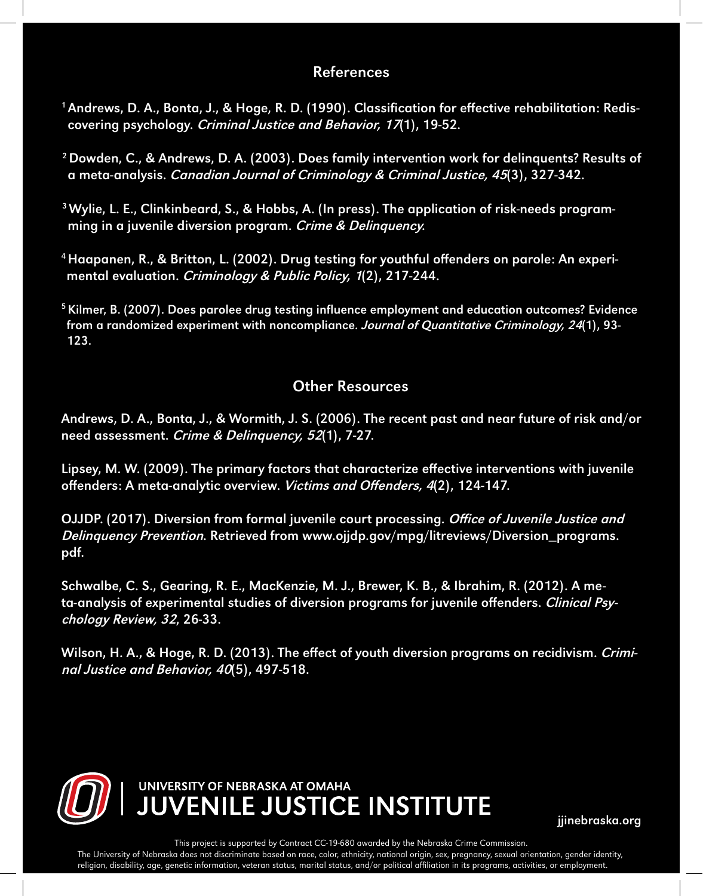## References

[1] Andrews, D. A., Bonta, J., & Hoge, R. D. (1990). Classification for effective rehabilitation: Rediscovering psychology. *Criminal Justice and Behavior, 17*(1), 19-52.

[2] Dowden, C., & Andrews, D. A. (2003). Does family intervention work for delinquents? Results of a meta-analysis. *Canadian Journal of Criminology & Criminal Justice, 45*(3), 327-342.

[3] Wylie, L. E., Clinkinbeard, S., & Hobbs, A. (In press). The application of risk-needs programming in a juvenile diversion program. *Crime & Delinquency*.

[4] Haapanen, R., & Britton, L. (2002). Drug testing for youthful offenders on parole: An experimental evaluation. *Criminology & Public Policy, 1*(2), 217-244.

[5] Kilmer, B. (2007). Does parolee drug testing influence employment and education outcomes? Evidence from a randomized experiment with noncompliance. *Journal of Quantitative Criminology, 24*(1), 93-123.

## Other Resources

Andrews, D. A., Bonta, J., & Wormith, J. S. (2006). The recent past and near future of risk and/or need assessment. *Crime & Delinquency, 52*(1), 7-27.

Lipsey, M. W. (2009). The primary factors that characterize effective interventions with juvenile offenders: A meta-analytic overview. *Victims and Offenders, 4*(2), 124-147.

OJJDP. (2017). Diversion from formal juvenile court processing. *Office of Juvenile Justice and Delinquency Prevention*. Retrieved from www.ojjdp.gov/mpg/litreviews/Diversion_programs.pdf.

Schwalbe, C. S., Gearing, R. E., MacKenzie, M. J., Brewer, K. B., & Ibrahim, R. (2012). A meta-analysis of experimental studies of diversion programs for juvenile offenders. *Clinical Psychology Review, 32*, 26-33.

Wilson, H. A., & Hoge, R. D. (2013). The effect of youth diversion programs on recidivism. *Criminal Justice and Behavior, 40*(5), 497-518.

UNIVERSITY OF NEBRASKA AT OMAHA
JUVENILE JUSTICE INSTITUTE

jjinebraska.org

This project is supported by Contract CC-19-680 awarded by the Nebraska Crime Commission.
The University of Nebraska does not discriminate based on race, color, ethnicity, national origin, sex, pregnancy, sexual orientation, gender identity, religion, disability, age, genetic information, veteran status, marital status, and/or political affiliation in its programs, activities, or employment.